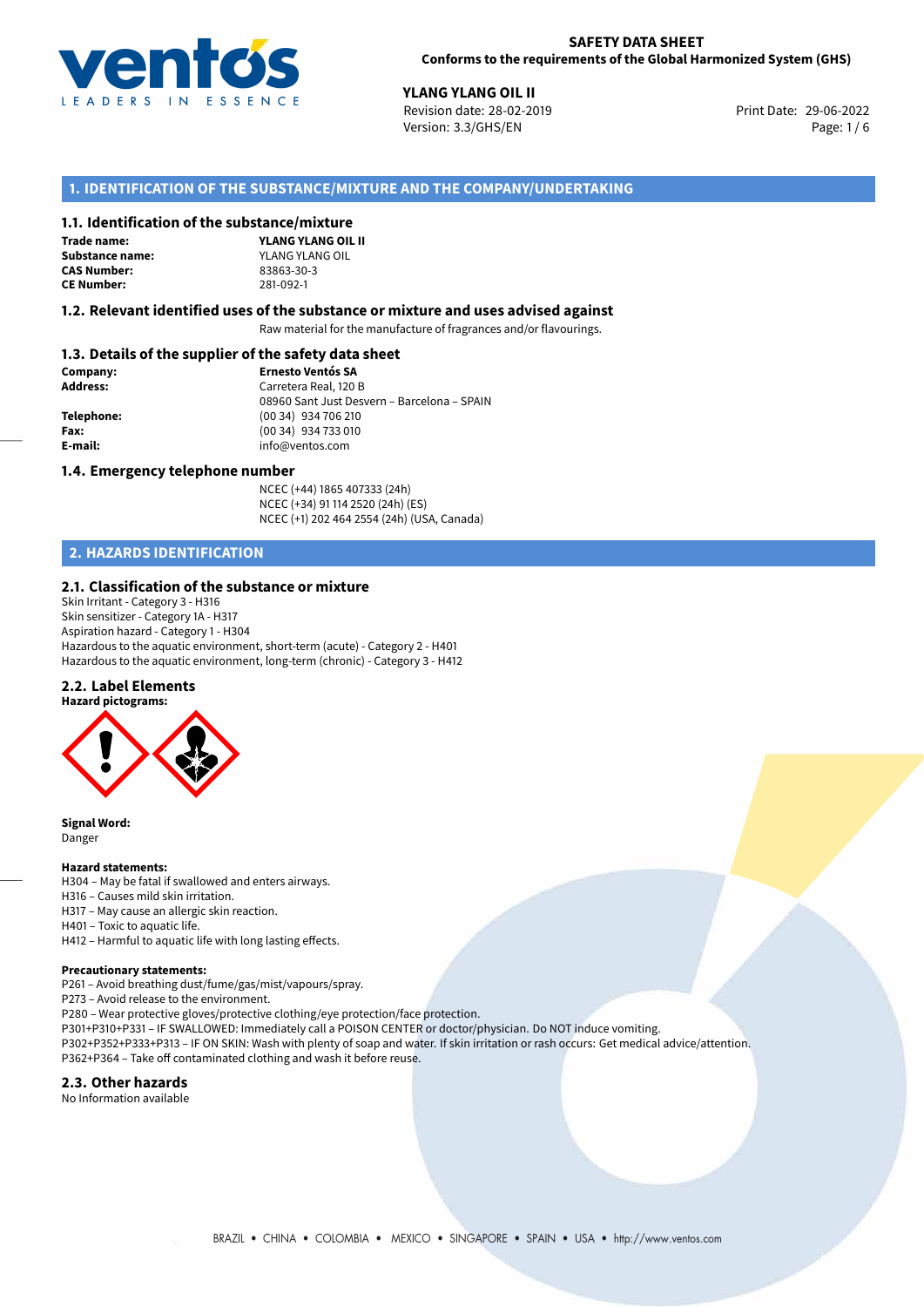**SAFETY DATA SHEET**
**Conforms to the requirements of the Global Harmonized System (GHS)**

**YLANG YLANG OIL II**
Revision date: 28-02-2019
Version: 3.3/GHS/EN
Print Date: 29-06-2022

## 1. IDENTIFICATION OF THE SUBSTANCE/MIXTURE AND THE COMPANY/UNDERTAKING

### 1.1. Identification of the substance/mixture

**Trade name:** **YLANG YLANG OIL II**
**Substance name:** YLANG YLANG OIL
**CAS Number:** 83863-30-3
**CE Number:** 281-092-1

### 1.2. Relevant identified uses of the substance or mixture and uses advised against

Raw material for the manufacture of fragrances and/or flavourings.

### 1.3. Details of the supplier of the safety data sheet

**Company:** **Ernesto Ventós SA**
**Address:** Carretera Real, 120 B
08960 Sant Just Desvern – Barcelona – SPAIN
**Telephone:** (00 34) 934 706 210
**Fax:** (00 34) 934 733 010
**E-mail:** info@ventos.com

### 1.4. Emergency telephone number

NCEC (+44) 1865 407333 (24h)
NCEC (+34) 91 114 2520 (24h) (ES)
NCEC (+1) 202 464 2554 (24h) (USA, Canada)

## 2. HAZARDS IDENTIFICATION

### 2.1. Classification of the substance or mixture

Skin Irritant - Category 3 - H316
Skin sensitizer - Category 1A - H317
Aspiration hazard - Category 1 - H304
Hazardous to the aquatic environment, short-term (acute) - Category 2 - H401
Hazardous to the aquatic environment, long-term (chronic) - Category 3 - H412

### 2.2. Label Elements

**Hazard pictograms:**

**Signal Word:**
Danger

**Hazard statements:**
H304 – May be fatal if swallowed and enters airways.
H316 – Causes mild skin irritation.
H317 – May cause an allergic skin reaction.
H401 – Toxic to aquatic life.
H412 – Harmful to aquatic life with long lasting effects.

**Precautionary statements:**
P261 – Avoid breathing dust/fume/gas/mist/vapours/spray.
P273 – Avoid release to the environment.
P280 – Wear protective gloves/protective clothing/eye protection/face protection.
P301+P310+P331 – IF SWALLOWED: Immediately call a POISON CENTER or doctor/physician. Do NOT induce vomiting.
P302+P352+P333+P313 – IF ON SKIN: Wash with plenty of soap and water. If skin irritation or rash occurs: Get medical advice/attention.
P362+P364 – Take off contaminated clothing and wash it before reuse.

### 2.3. Other hazards

No Information available

BRAZIL • CHINA • COLOMBIA • MEXICO • SINGAPORE • SPAIN • USA • http://www.ventos.com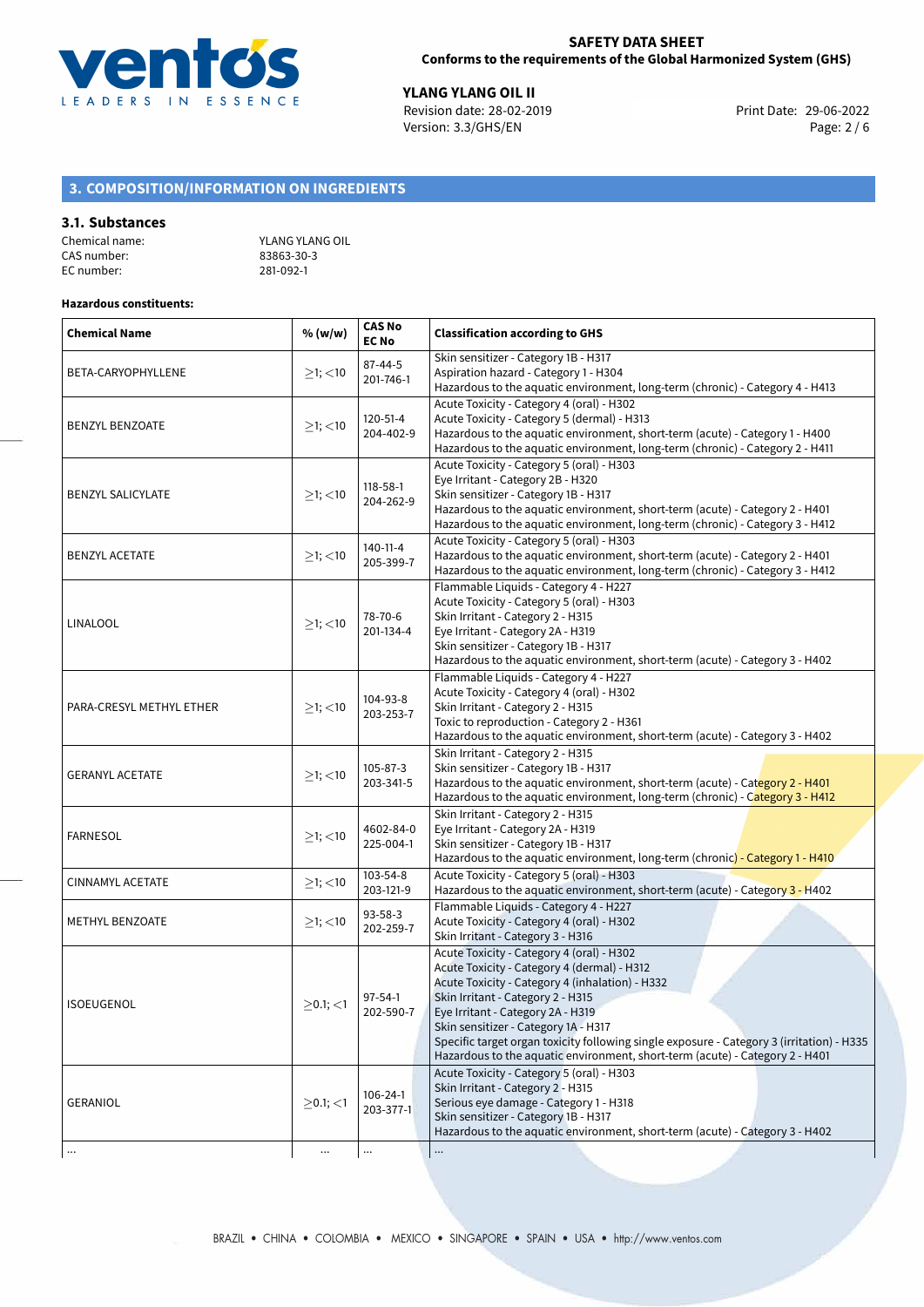## 3. COMPOSITION/INFORMATION ON INGREDIENTS

### 3.1. Substances

Chemical name: YLANG YLANG OIL
CAS number: 83863-30-3
EC number: 281-092-1

**Hazardous constituents:**

| Chemical Name | % (w/w) | CAS No EC No | Classification according to GHS |
|---|---|---|---|
| BETA-CARYOPHYLLENE | ≥1; <10 | 87-44-5 201-746-1 | Skin sensitizer - Category 1B - H317<br>Aspiration hazard - Category 1 - H304<br>Hazardous to the aquatic environment, long-term (chronic) - Category 4 - H413 |
| BENZYL BENZOATE | ≥1; <10 | 120-51-4 204-402-9 | Acute Toxicity - Category 4 (oral) - H302<br>Acute Toxicity - Category 5 (dermal) - H313<br>Hazardous to the aquatic environment, short-term (acute) - Category 1 - H400<br>Hazardous to the aquatic environment, long-term (chronic) - Category 2 - H411 |
| BENZYL SALICYLATE | ≥1; <10 | 118-58-1 204-262-9 | Acute Toxicity - Category 5 (oral) - H303<br>Eye Irritant - Category 2B - H320<br>Skin sensitizer - Category 1B - H317<br>Hazardous to the aquatic environment, short-term (acute) - Category 2 - H401<br>Hazardous to the aquatic environment, long-term (chronic) - Category 3 - H412 |
| BENZYL ACETATE | ≥1; <10 | 140-11-4 205-399-7 | Acute Toxicity - Category 5 (oral) - H303<br>Hazardous to the aquatic environment, short-term (acute) - Category 2 - H401<br>Hazardous to the aquatic environment, long-term (chronic) - Category 3 - H412 |
| LINALOOL | ≥1; <10 | 78-70-6 201-134-4 | Flammable Liquids - Category 4 - H227<br>Acute Toxicity - Category 5 (oral) - H303<br>Skin Irritant - Category 2 - H315<br>Eye Irritant - Category 2A - H319<br>Skin sensitizer - Category 1B - H317<br>Hazardous to the aquatic environment, short-term (acute) - Category 3 - H402 |
| PARA-CRESYL METHYL ETHER | ≥1; <10 | 104-93-8 203-253-7 | Flammable Liquids - Category 4 - H227<br>Acute Toxicity - Category 4 (oral) - H302<br>Skin Irritant - Category 2 - H315<br>Toxic to reproduction - Category 2 - H361<br>Hazardous to the aquatic environment, short-term (acute) - Category 3 - H402 |
| GERANYL ACETATE | ≥1; <10 | 105-87-3 203-341-5 | Skin Irritant - Category 2 - H315<br>Skin sensitizer - Category 1B - H317<br>Hazardous to the aquatic environment, short-term (acute) - Category 2 - H401<br>Hazardous to the aquatic environment, long-term (chronic) - Category 3 - H412 |
| FARNESOL | ≥1; <10 | 4602-84-0 225-004-1 | Skin Irritant - Category 2 - H315<br>Eye Irritant - Category 2A - H319<br>Skin sensitizer - Category 1B - H317<br>Hazardous to the aquatic environment, long-term (chronic) - Category 1 - H410 |
| CINNAMYL ACETATE | ≥1; <10 | 103-54-8 203-121-9 | Acute Toxicity - Category 5 (oral) - H303<br>Hazardous to the aquatic environment, short-term (acute) - Category 3 - H402 |
| METHYL BENZOATE | ≥1; <10 | 93-58-3 202-259-7 | Flammable Liquids - Category 4 - H227<br>Acute Toxicity - Category 4 (oral) - H302<br>Skin Irritant - Category 3 - H316 |
| ISOEUGENOL | ≥0.1; <1 | 97-54-1 202-590-7 | Acute Toxicity - Category 4 (oral) - H302<br>Acute Toxicity - Category 4 (dermal) - H312<br>Acute Toxicity - Category 4 (inhalation) - H332<br>Skin Irritant - Category 2 - H315<br>Eye Irritant - Category 2A - H319<br>Skin sensitizer - Category 1A - H317<br>Specific target organ toxicity following single exposure - Category 3 (irritation) - H335<br>Hazardous to the aquatic environment, short-term (acute) - Category 2 - H401 |
| GERANIOL | ≥0.1; <1 | 106-24-1 203-377-1 | Acute Toxicity - Category 5 (oral) - H303<br>Skin Irritant - Category 2 - H315<br>Serious eye damage - Category 1 - H318<br>Skin sensitizer - Category 1B - H317<br>Hazardous to the aquatic environment, short-term (acute) - Category 3 - H402 |
| ... | ... | ... | ... |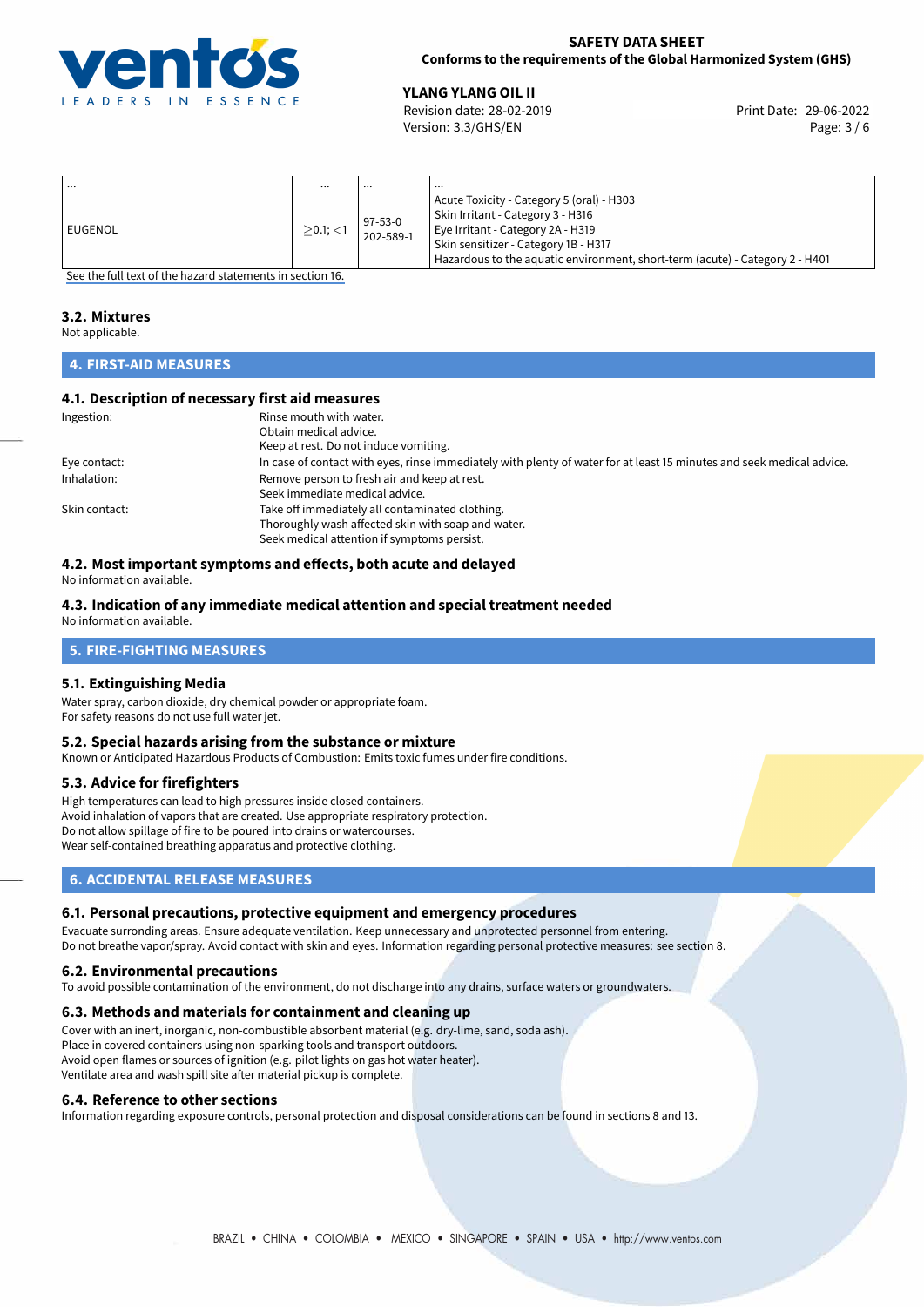| ... | ... | ... | ... |
|---|---|---|---|
| EUGENOL | $\geq$0.1; $<$1 | 97-53-0<br>202-589-1 | Acute Toxicity - Category 5 (oral) - H303<br>Skin Irritant - Category 3 - H316<br>Eye Irritant - Category 2A - H319<br>Skin sensitizer - Category 1B - H317<br>Hazardous to the aquatic environment, short-term (acute) - Category 2 - H401 |

See the full text of the hazard statements in section 16.

### 3.2. Mixtures

Not applicable.

## 4. FIRST-AID MEASURES

### 4.1. Description of necessary first aid measures

| | |
|---|---|
| Ingestion: | Rinse mouth with water.<br>Obtain medical advice.<br>Keep at rest. Do not induce vomiting. |
| Eye contact: | In case of contact with eyes, rinse immediately with plenty of water for at least 15 minutes and seek medical advice. |
| Inhalation: | Remove person to fresh air and keep at rest.<br>Seek immediate medical advice. |
| Skin contact: | Take off immediately all contaminated clothing.<br>Thoroughly wash affected skin with soap and water.<br>Seek medical attention if symptoms persist. |

### 4.2. Most important symptoms and effects, both acute and delayed

No information available.

### 4.3. Indication of any immediate medical attention and special treatment needed

No information available.

## 5. FIRE-FIGHTING MEASURES

### 5.1. Extinguishing Media

Water spray, carbon dioxide, dry chemical powder or appropriate foam.
For safety reasons do not use full water jet.

### 5.2. Special hazards arising from the substance or mixture

Known or Anticipated Hazardous Products of Combustion: Emits toxic fumes under fire conditions.

### 5.3. Advice for firefighters

High temperatures can lead to high pressures inside closed containers.
Avoid inhalation of vapors that are created. Use appropriate respiratory protection.
Do not allow spillage of fire to be poured into drains or watercourses.
Wear self-contained breathing apparatus and protective clothing.

## 6. ACCIDENTAL RELEASE MEASURES

### 6.1. Personal precautions, protective equipment and emergency procedures

Evacuate surronding areas. Ensure adequate ventilation. Keep unnecessary and unprotected personnel from entering.
Do not breathe vapor/spray. Avoid contact with skin and eyes. Information regarding personal protective measures: see section 8.

### 6.2. Environmental precautions

To avoid possible contamination of the environment, do not discharge into any drains, surface waters or groundwaters.

### 6.3. Methods and materials for containment and cleaning up

Cover with an inert, inorganic, non-combustible absorbent material (e.g. dry-lime, sand, soda ash).
Place in covered containers using non-sparking tools and transport outdoors.
Avoid open flames or sources of ignition (e.g. pilot lights on gas hot water heater).
Ventilate area and wash spill site after material pickup is complete.

### 6.4. Reference to other sections

Information regarding exposure controls, personal protection and disposal considerations can be found in sections 8 and 13.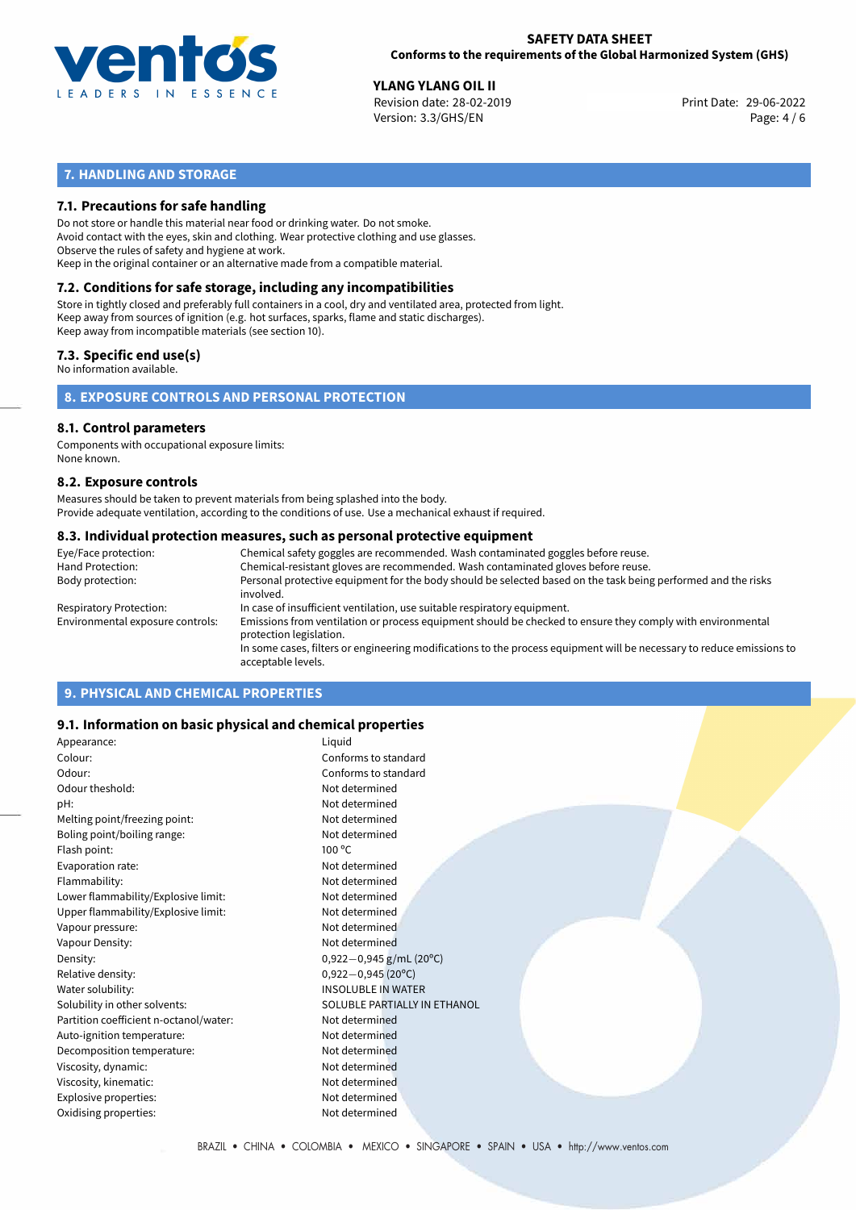## 7. HANDLING AND STORAGE

### 7.1. Precautions for safe handling

Do not store or handle this material near food or drinking water. Do not smoke.
Avoid contact with the eyes, skin and clothing. Wear protective clothing and use glasses.
Observe the rules of safety and hygiene at work.
Keep in the original container or an alternative made from a compatible material.

### 7.2. Conditions for safe storage, including any incompatibilities

Store in tightly closed and preferably full containers in a cool, dry and ventilated area, protected from light.
Keep away from sources of ignition (e.g. hot surfaces, sparks, flame and static discharges).
Keep away from incompatible materials (see section 10).

### 7.3. Specific end use(s)

No information available.

## 8. EXPOSURE CONTROLS AND PERSONAL PROTECTION

### 8.1. Control parameters

Components with occupational exposure limits:
None known.

### 8.2. Exposure controls

Measures should be taken to prevent materials from being splashed into the body.
Provide adequate ventilation, according to the conditions of use. Use a mechanical exhaust if required.

### 8.3. Individual protection measures, such as personal protective equipment

| | |
|---|---|
| Eye/Face protection: | Chemical safety goggles are recommended. Wash contaminated goggles before reuse. |
| Hand Protection: | Chemical-resistant gloves are recommended. Wash contaminated gloves before reuse. |
| Body protection: | Personal protective equipment for the body should be selected based on the task being performed and the risks involved. |
| Respiratory Protection: | In case of insufficient ventilation, use suitable respiratory equipment. |
| Environmental exposure controls: | Emissions from ventilation or process equipment should be checked to ensure they comply with environmental protection legislation. In some cases, filters or engineering modifications to the process equipment will be necessary to reduce emissions to acceptable levels. |

## 9. PHYSICAL AND CHEMICAL PROPERTIES

### 9.1. Information on basic physical and chemical properties

| | |
|---|---|
| Appearance: | Liquid |
| Colour: | Conforms to standard |
| Odour: | Conforms to standard |
| Odour theshold: | Not determined |
| pH: | Not determined |
| Melting point/freezing point: | Not determined |
| Boling point/boiling range: | Not determined |
| Flash point: | 100 °C |
| Evaporation rate: | Not determined |
| Flammability: | Not determined |
| Lower flammability/Explosive limit: | Not determined |
| Upper flammability/Explosive limit: | Not determined |
| Vapour pressure: | Not determined |
| Vapour Density: | Not determined |
| Density: | 0,922−0,945 g/mL (20°C) |
| Relative density: | 0,922−0,945 (20°C) |
| Water solubility: | INSOLUBLE IN WATER |
| Solubility in other solvents: | SOLUBLE PARTIALLY IN ETHANOL |
| Partition coefficient n-octanol/water: | Not determined |
| Auto-ignition temperature: | Not determined |
| Decomposition temperature: | Not determined |
| Viscosity, dynamic: | Not determined |
| Viscosity, kinematic: | Not determined |
| Explosive properties: | Not determined |
| Oxidising properties: | Not determined |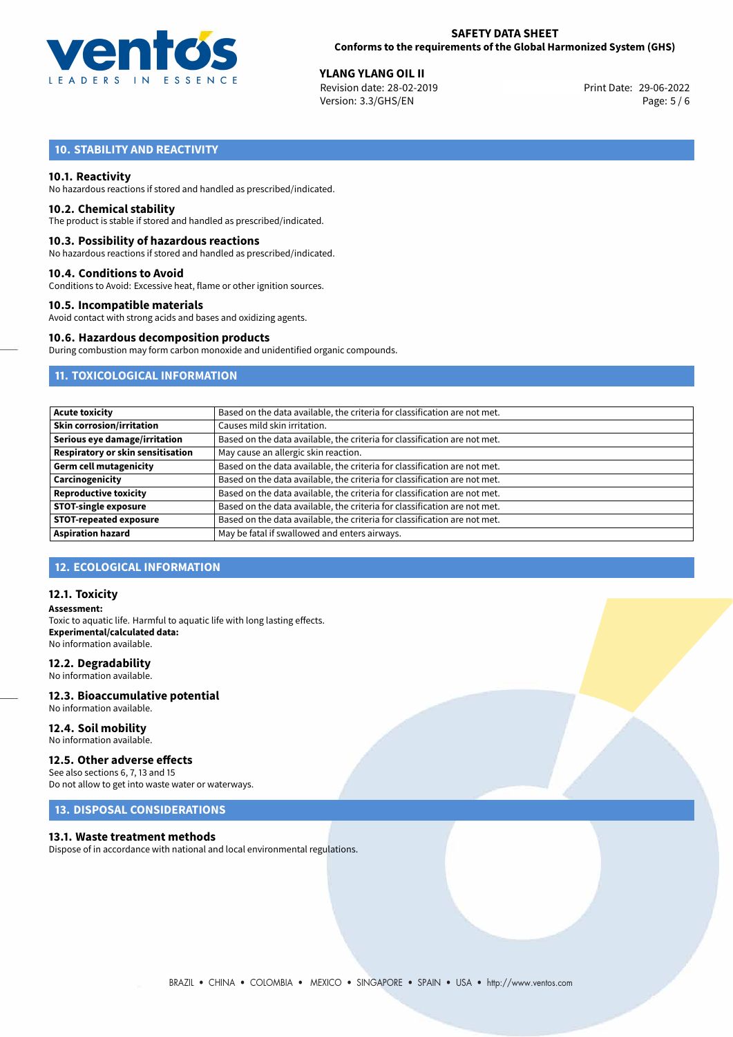## 10. STABILITY AND REACTIVITY

### 10.1. Reactivity

No hazardous reactions if stored and handled as prescribed/indicated.

### 10.2. Chemical stability

The product is stable if stored and handled as prescribed/indicated.

### 10.3. Possibility of hazardous reactions

No hazardous reactions if stored and handled as prescribed/indicated.

### 10.4. Conditions to Avoid

Conditions to Avoid: Excessive heat, flame or other ignition sources.

### 10.5. Incompatible materials

Avoid contact with strong acids and bases and oxidizing agents.

### 10.6. Hazardous decomposition products

During combustion may form carbon monoxide and unidentified organic compounds.

## 11. TOXICOLOGICAL INFORMATION

| | |
|---|---|
| **Acute toxicity** | Based on the data available, the criteria for classification are not met. |
| **Skin corrosion/irritation** | Causes mild skin irritation. |
| **Serious eye damage/irritation** | Based on the data available, the criteria for classification are not met. |
| **Respiratory or skin sensitisation** | May cause an allergic skin reaction. |
| **Germ cell mutagenicity** | Based on the data available, the criteria for classification are not met. |
| **Carcinogenicity** | Based on the data available, the criteria for classification are not met. |
| **Reproductive toxicity** | Based on the data available, the criteria for classification are not met. |
| **STOT-single exposure** | Based on the data available, the criteria for classification are not met. |
| **STOT-repeated exposure** | Based on the data available, the criteria for classification are not met. |
| **Aspiration hazard** | May be fatal if swallowed and enters airways. |

## 12. ECOLOGICAL INFORMATION

### 12.1. Toxicity

**Assessment:**

Toxic to aquatic life. Harmful to aquatic life with long lasting effects.

**Experimental/calculated data:**

No information available.

### 12.2. Degradability

No information available.

### 12.3. Bioaccumulative potential

No information available.

### 12.4. Soil mobility

No information available.

### 12.5. Other adverse effects

See also sections 6, 7, 13 and 15

Do not allow to get into waste water or waterways.

## 13. DISPOSAL CONSIDERATIONS

### 13.1. Waste treatment methods

Dispose of in accordance with national and local environmental regulations.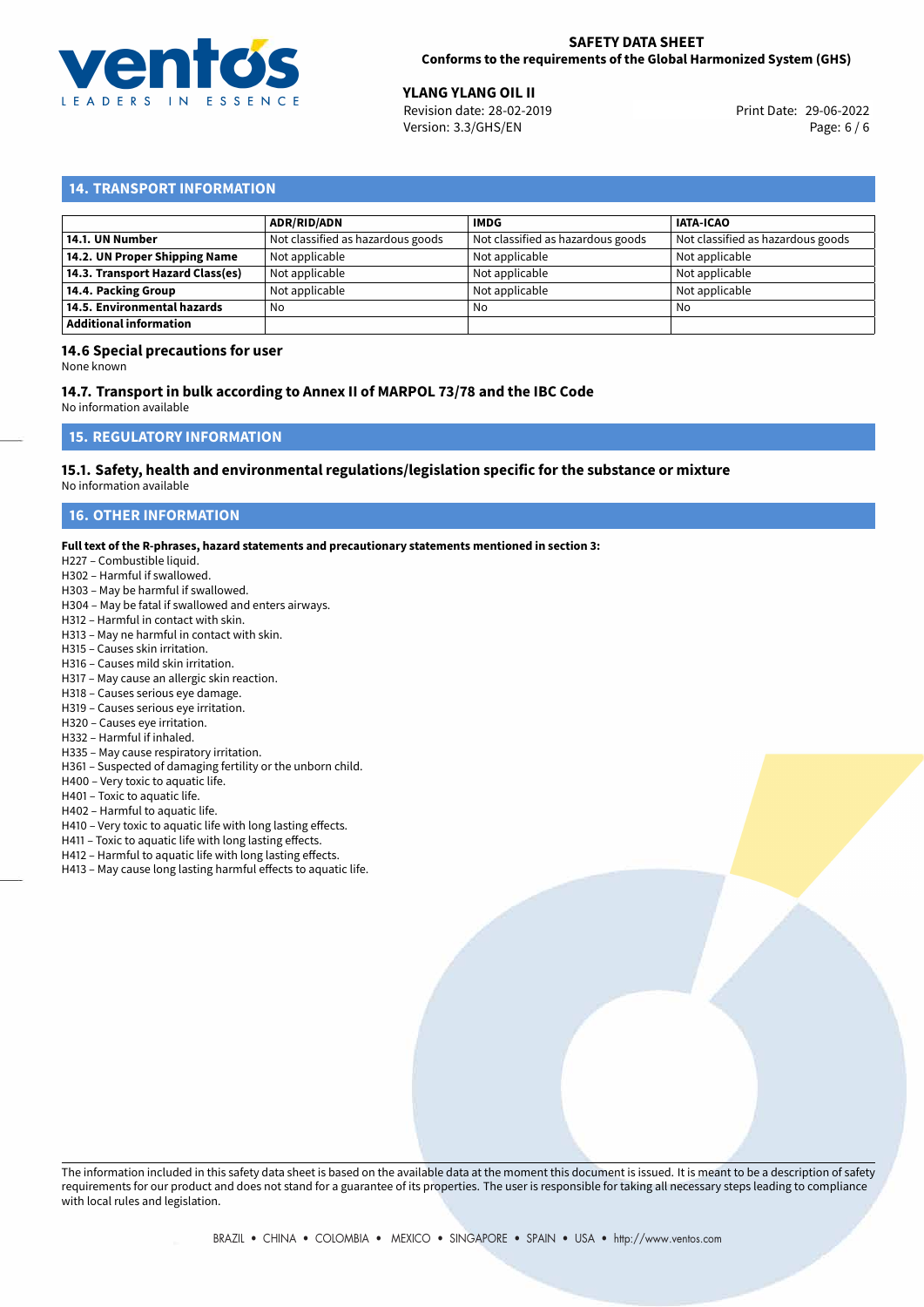## 14. TRANSPORT INFORMATION

| | ADR/RID/ADN | IMDG | IATA-ICAO |
|---|---|---|---|
| **14.1. UN Number** | Not classified as hazardous goods | Not classified as hazardous goods | Not classified as hazardous goods |
| **14.2. UN Proper Shipping Name** | Not applicable | Not applicable | Not applicable |
| **14.3. Transport Hazard Class(es)** | Not applicable | Not applicable | Not applicable |
| **14.4. Packing Group** | Not applicable | Not applicable | Not applicable |
| **14.5. Environmental hazards** | No | No | No |
| **Additional information** | | | |

### 14.6 Special precautions for user

None known

### 14.7. Transport in bulk according to Annex II of MARPOL 73/78 and the IBC Code

No information available

## 15. REGULATORY INFORMATION

### 15.1. Safety, health and environmental regulations/legislation specific for the substance or mixture

No information available

## 16. OTHER INFORMATION

**Full text of the R-phrases, hazard statements and precautionary statements mentioned in section 3:**

H227 – Combustible liquid.
H302 – Harmful if swallowed.
H303 – May be harmful if swallowed.
H304 – May be fatal if swallowed and enters airways.
H312 – Harmful in contact with skin.
H313 – May ne harmful in contact with skin.
H315 – Causes skin irritation.
H316 – Causes mild skin irritation.
H317 – May cause an allergic skin reaction.
H318 – Causes serious eye damage.
H319 – Causes serious eye irritation.
H320 – Causes eye irritation.
H332 – Harmful if inhaled.
H335 – May cause respiratory irritation.
H361 – Suspected of damaging fertility or the unborn child.
H400 – Very toxic to aquatic life.
H401 – Toxic to aquatic life.
H402 – Harmful to aquatic life.
H410 – Very toxic to aquatic life with long lasting effects.
H411 – Toxic to aquatic life with long lasting effects.
H412 – Harmful to aquatic life with long lasting effects.
H413 – May cause long lasting harmful effects to aquatic life.

The information included in this safety data sheet is based on the available data at the moment this document is issued. It is meant to be a description of safety requirements for our product and does not stand for a guarantee of its properties. The user is responsible for taking all necessary steps leading to compliance with local rules and legislation.